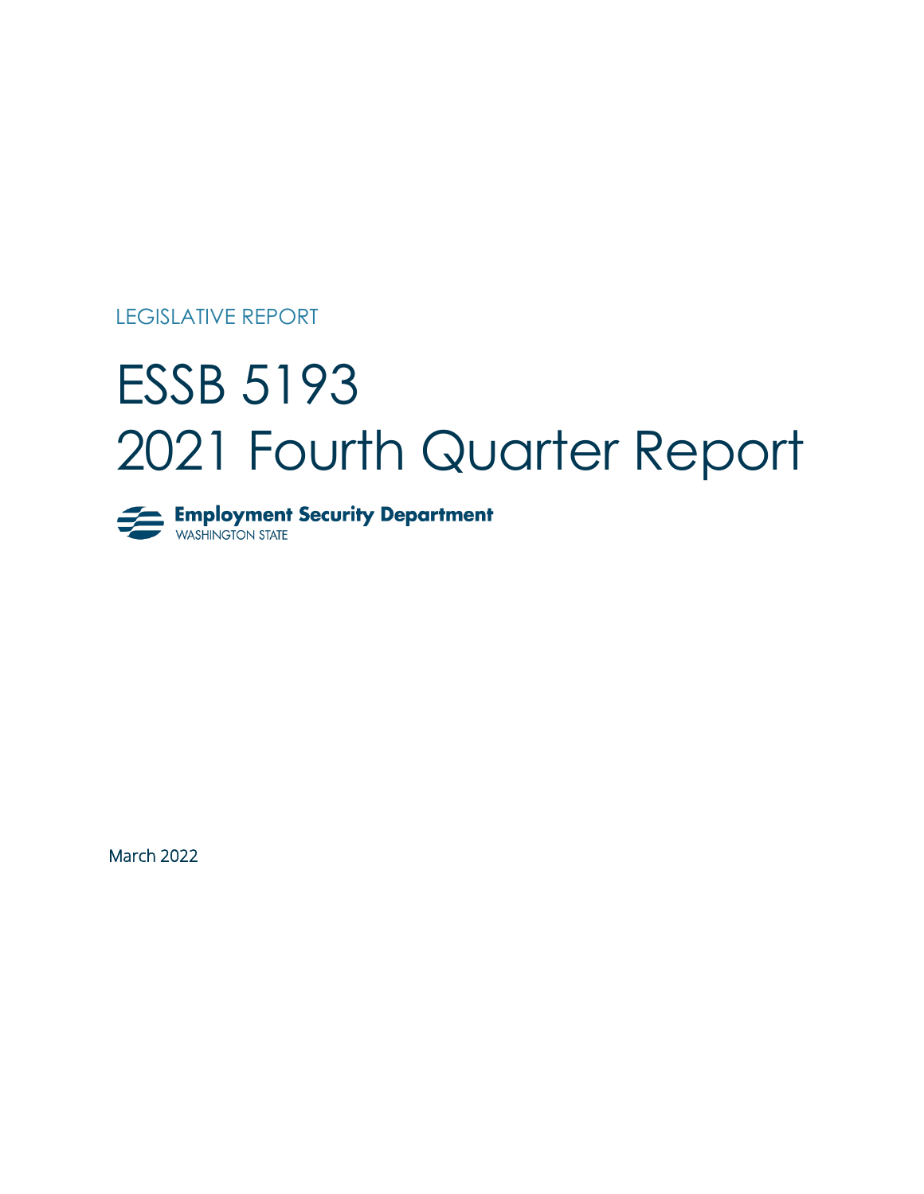LEGISLATIVE REPORT

# ESSB 5193 2021 Fourth Quarter Report

**Employment Security Department**
WASHINGTON STATE

March 2022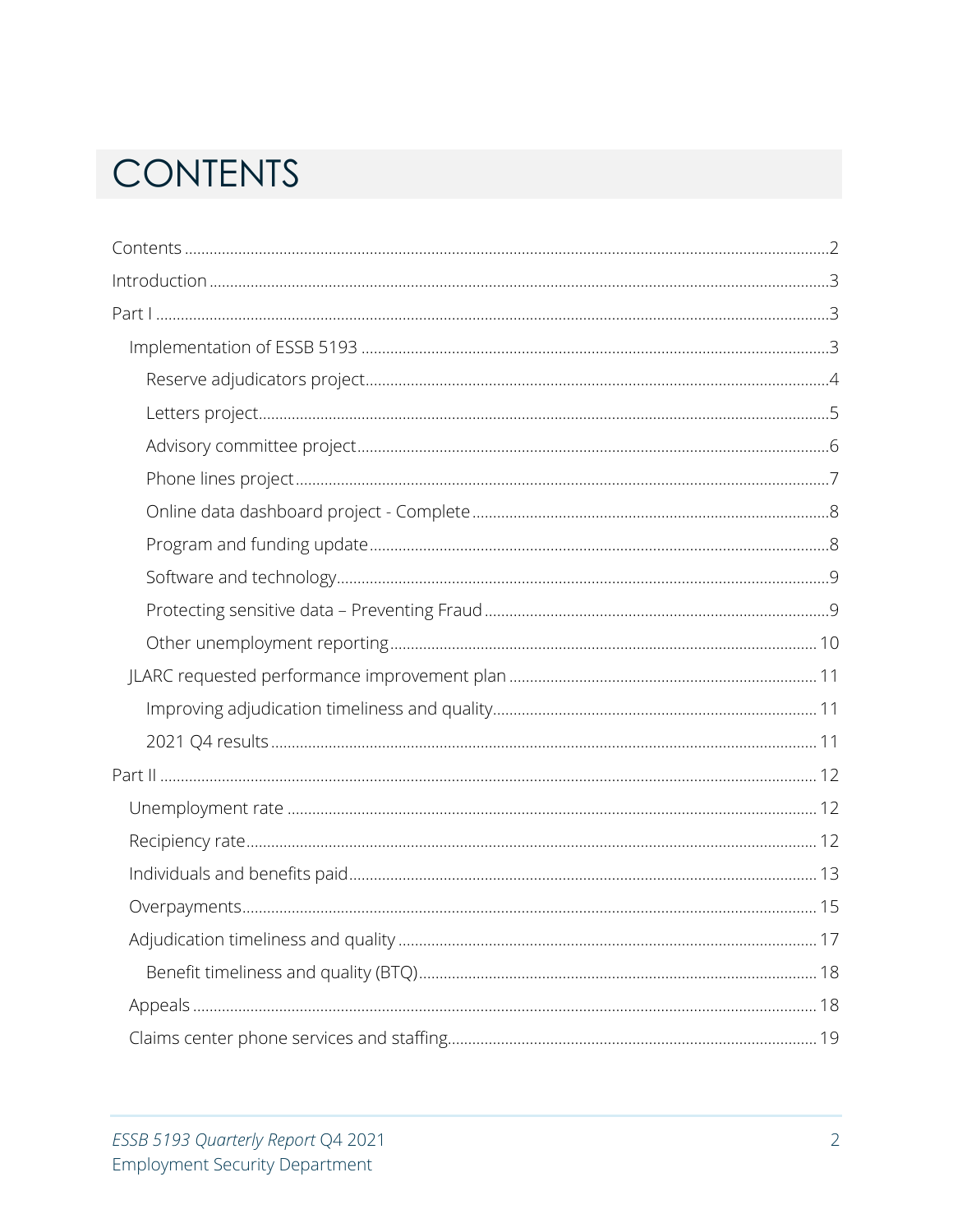# CONTENTS

Contents ........ 2
Introduction ........ 3
Part I ........ 3
- Implementation of ESSB 5193 ........ 3
  - Reserve adjudicators project ........ 4
  - Letters project ........ 5
  - Advisory committee project ........ 6
  - Phone lines project ........ 7
  - Online data dashboard project - Complete ........ 8
  - Program and funding update ........ 8
  - Software and technology ........ 9
  - Protecting sensitive data – Preventing Fraud ........ 9
  - Other unemployment reporting ........ 10
- JLARC requested performance improvement plan ........ 11
  - Improving adjudication timeliness and quality ........ 11
  - 2021 Q4 results ........ 11

Part II ........ 12
- Unemployment rate ........ 12
- Recipiency rate ........ 12
- Individuals and benefits paid ........ 13
- Overpayments ........ 15
- Adjudication timeliness and quality ........ 17
  - Benefit timeliness and quality (BTQ) ........ 18
- Appeals ........ 18
- Claims center phone services and staffing ........ 19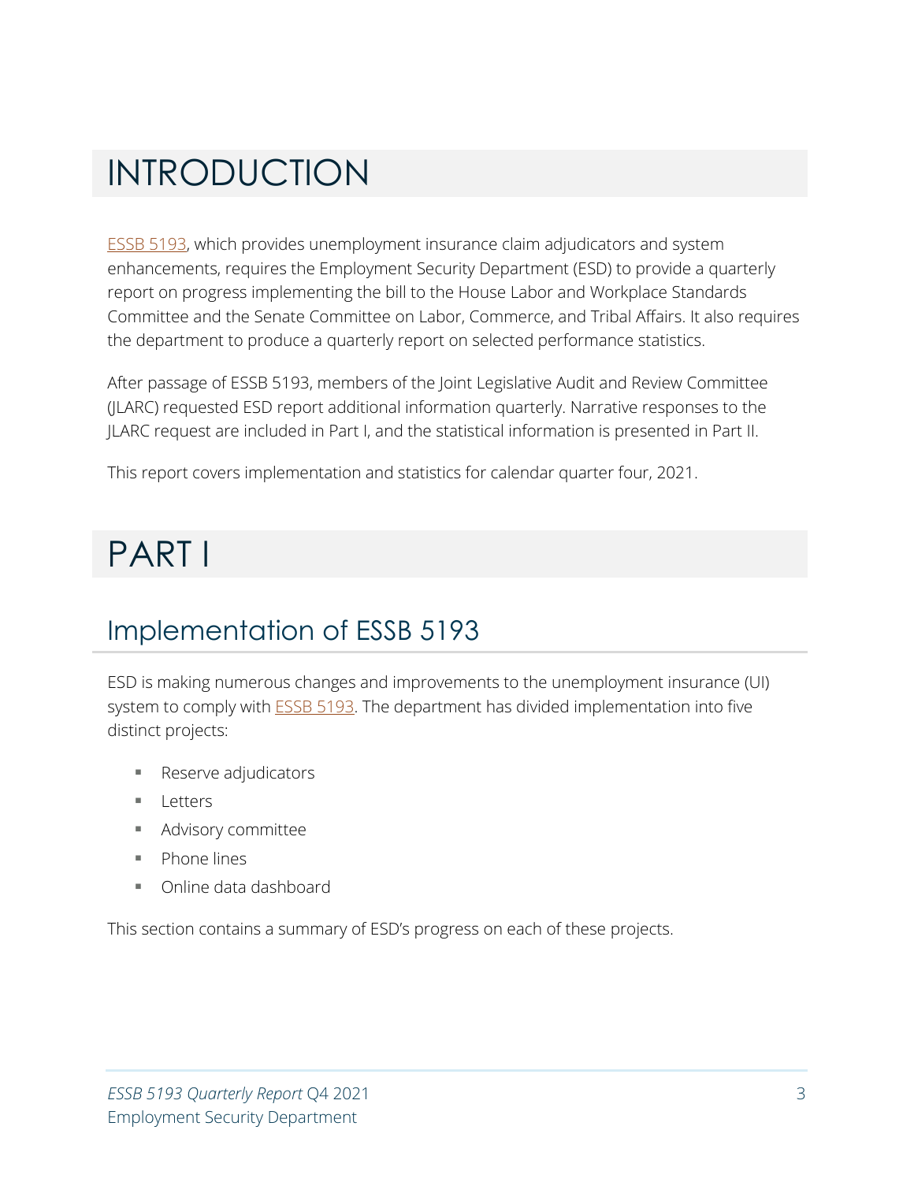# INTRODUCTION

ESSB 5193, which provides unemployment insurance claim adjudicators and system enhancements, requires the Employment Security Department (ESD) to provide a quarterly report on progress implementing the bill to the House Labor and Workplace Standards Committee and the Senate Committee on Labor, Commerce, and Tribal Affairs. It also requires the department to produce a quarterly report on selected performance statistics.

After passage of ESSB 5193, members of the Joint Legislative Audit and Review Committee (JLARC) requested ESD report additional information quarterly. Narrative responses to the JLARC request are included in Part I, and the statistical information is presented in Part II.

This report covers implementation and statistics for calendar quarter four, 2021.

# PART I

## Implementation of ESSB 5193

ESD is making numerous changes and improvements to the unemployment insurance (UI) system to comply with ESSB 5193. The department has divided implementation into five distinct projects:

- Reserve adjudicators
- Letters
- Advisory committee
- Phone lines
- Online data dashboard

This section contains a summary of ESD's progress on each of these projects.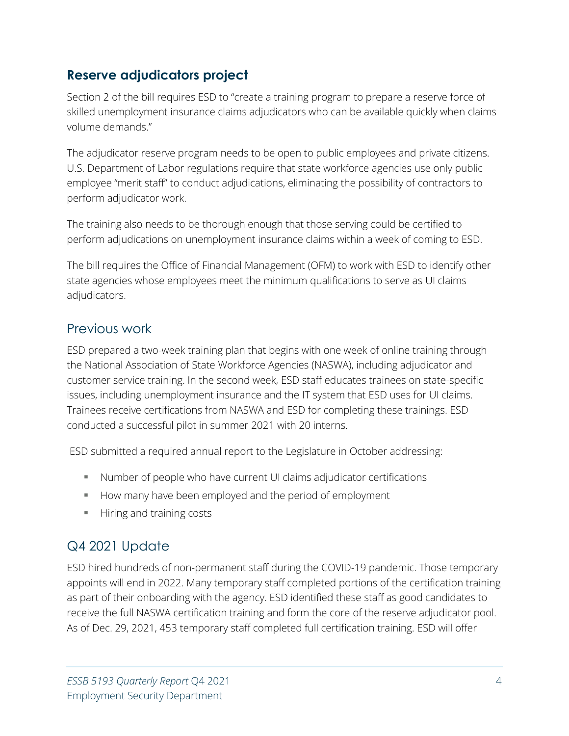## Reserve adjudicators project

Section 2 of the bill requires ESD to "create a training program to prepare a reserve force of skilled unemployment insurance claims adjudicators who can be available quickly when claims volume demands."

The adjudicator reserve program needs to be open to public employees and private citizens. U.S. Department of Labor regulations require that state workforce agencies use only public employee "merit staff" to conduct adjudications, eliminating the possibility of contractors to perform adjudicator work.

The training also needs to be thorough enough that those serving could be certified to perform adjudications on unemployment insurance claims within a week of coming to ESD.

The bill requires the Office of Financial Management (OFM) to work with ESD to identify other state agencies whose employees meet the minimum qualifications to serve as UI claims adjudicators.

### Previous work

ESD prepared a two-week training plan that begins with one week of online training through the National Association of State Workforce Agencies (NASWA), including adjudicator and customer service training. In the second week, ESD staff educates trainees on state-specific issues, including unemployment insurance and the IT system that ESD uses for UI claims. Trainees receive certifications from NASWA and ESD for completing these trainings. ESD conducted a successful pilot in summer 2021 with 20 interns.

ESD submitted a required annual report to the Legislature in October addressing:

- Number of people who have current UI claims adjudicator certifications
- How many have been employed and the period of employment
- Hiring and training costs

### Q4 2021 Update

ESD hired hundreds of non-permanent staff during the COVID-19 pandemic. Those temporary appoints will end in 2022. Many temporary staff completed portions of the certification training as part of their onboarding with the agency. ESD identified these staff as good candidates to receive the full NASWA certification training and form the core of the reserve adjudicator pool. As of Dec. 29, 2021, 453 temporary staff completed full certification training. ESD will offer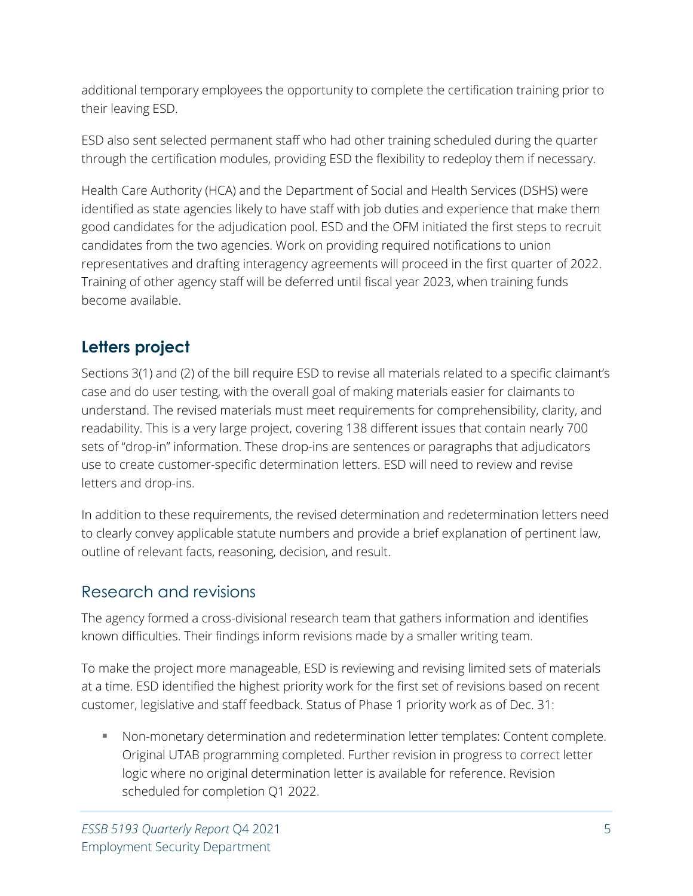additional temporary employees the opportunity to complete the certification training prior to their leaving ESD.

ESD also sent selected permanent staff who had other training scheduled during the quarter through the certification modules, providing ESD the flexibility to redeploy them if necessary.

Health Care Authority (HCA) and the Department of Social and Health Services (DSHS) were identified as state agencies likely to have staff with job duties and experience that make them good candidates for the adjudication pool. ESD and the OFM initiated the first steps to recruit candidates from the two agencies. Work on providing required notifications to union representatives and drafting interagency agreements will proceed in the first quarter of 2022. Training of other agency staff will be deferred until fiscal year 2023, when training funds become available.

## Letters project

Sections 3(1) and (2) of the bill require ESD to revise all materials related to a specific claimant's case and do user testing, with the overall goal of making materials easier for claimants to understand. The revised materials must meet requirements for comprehensibility, clarity, and readability. This is a very large project, covering 138 different issues that contain nearly 700 sets of "drop-in" information. These drop-ins are sentences or paragraphs that adjudicators use to create customer-specific determination letters. ESD will need to review and revise letters and drop-ins.

In addition to these requirements, the revised determination and redetermination letters need to clearly convey applicable statute numbers and provide a brief explanation of pertinent law, outline of relevant facts, reasoning, decision, and result.

### Research and revisions

The agency formed a cross-divisional research team that gathers information and identifies known difficulties. Their findings inform revisions made by a smaller writing team.

To make the project more manageable, ESD is reviewing and revising limited sets of materials at a time. ESD identified the highest priority work for the first set of revisions based on recent customer, legislative and staff feedback. Status of Phase 1 priority work as of Dec. 31:

- Non-monetary determination and redetermination letter templates: Content complete. Original UTAB programming completed. Further revision in progress to correct letter logic where no original determination letter is available for reference. Revision scheduled for completion Q1 2022.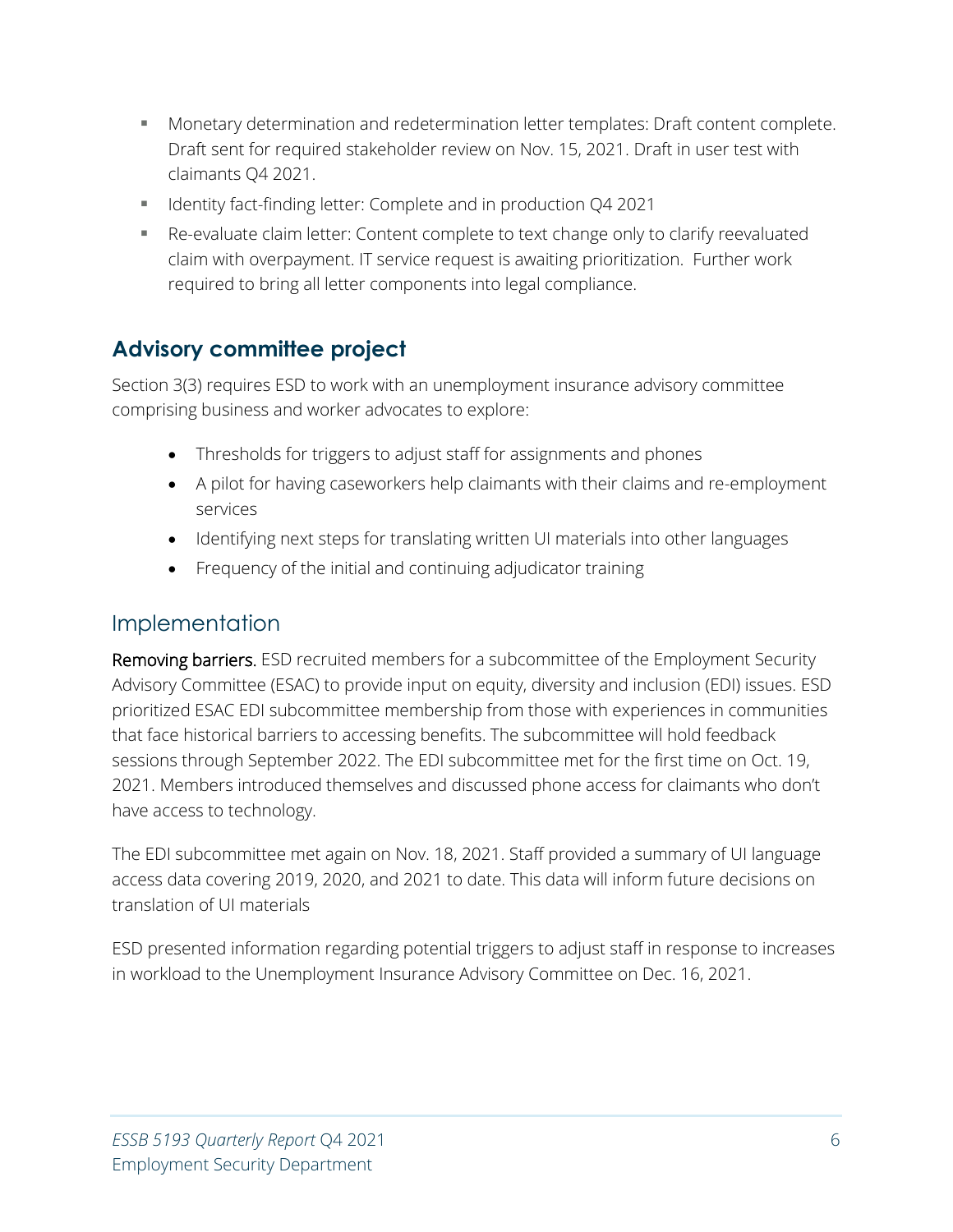- Monetary determination and redetermination letter templates: Draft content complete. Draft sent for required stakeholder review on Nov. 15, 2021. Draft in user test with claimants Q4 2021.
- Identity fact-finding letter: Complete and in production Q4 2021
- Re-evaluate claim letter: Content complete to text change only to clarify reevaluated claim with overpayment. IT service request is awaiting prioritization. Further work required to bring all letter components into legal compliance.

## Advisory committee project

Section 3(3) requires ESD to work with an unemployment insurance advisory committee comprising business and worker advocates to explore:

- Thresholds for triggers to adjust staff for assignments and phones
- A pilot for having caseworkers help claimants with their claims and re-employment services
- Identifying next steps for translating written UI materials into other languages
- Frequency of the initial and continuing adjudicator training

### Implementation

**Removing barriers.** ESD recruited members for a subcommittee of the Employment Security Advisory Committee (ESAC) to provide input on equity, diversity and inclusion (EDI) issues. ESD prioritized ESAC EDI subcommittee membership from those with experiences in communities that face historical barriers to accessing benefits. The subcommittee will hold feedback sessions through September 2022. The EDI subcommittee met for the first time on Oct. 19, 2021. Members introduced themselves and discussed phone access for claimants who don't have access to technology.

The EDI subcommittee met again on Nov. 18, 2021. Staff provided a summary of UI language access data covering 2019, 2020, and 2021 to date. This data will inform future decisions on translation of UI materials

ESD presented information regarding potential triggers to adjust staff in response to increases in workload to the Unemployment Insurance Advisory Committee on Dec. 16, 2021.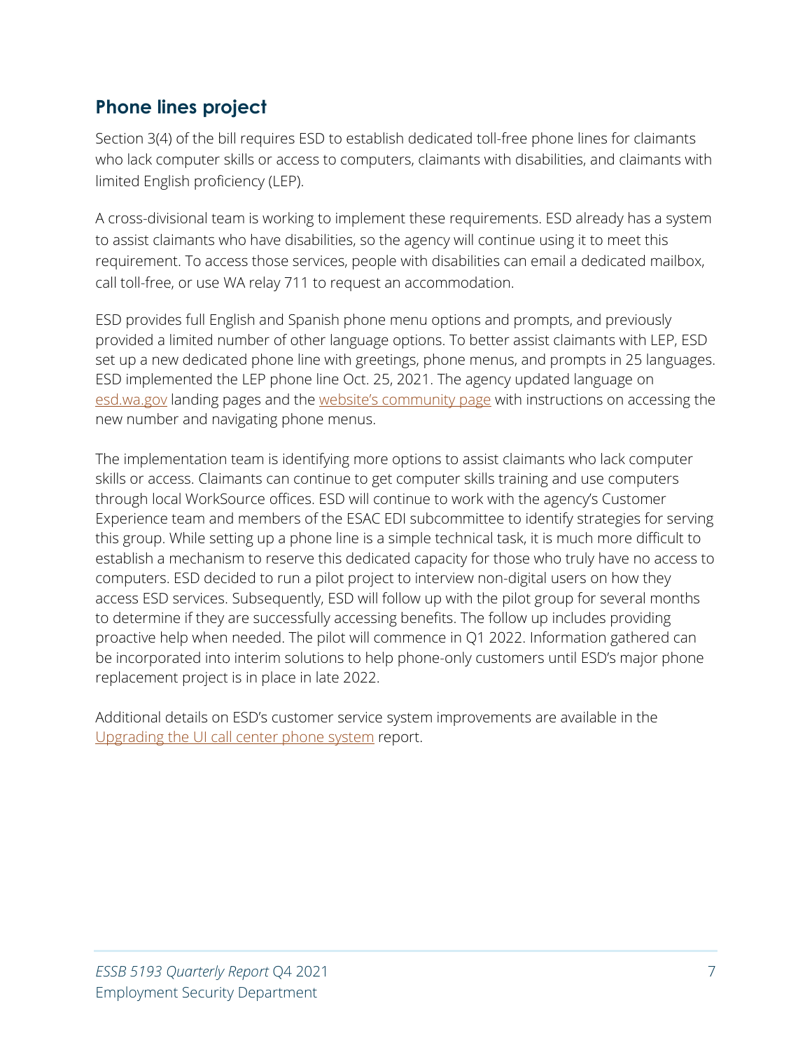## Phone lines project

Section 3(4) of the bill requires ESD to establish dedicated toll-free phone lines for claimants who lack computer skills or access to computers, claimants with disabilities, and claimants with limited English proficiency (LEP).

A cross-divisional team is working to implement these requirements. ESD already has a system to assist claimants who have disabilities, so the agency will continue using it to meet this requirement. To access those services, people with disabilities can email a dedicated mailbox, call toll-free, or use WA relay 711 to request an accommodation.

ESD provides full English and Spanish phone menu options and prompts, and previously provided a limited number of other language options. To better assist claimants with LEP, ESD set up a new dedicated phone line with greetings, phone menus, and prompts in 25 languages. ESD implemented the LEP phone line Oct. 25, 2021. The agency updated language on esd.wa.gov landing pages and the website's community page with instructions on accessing the new number and navigating phone menus.

The implementation team is identifying more options to assist claimants who lack computer skills or access. Claimants can continue to get computer skills training and use computers through local WorkSource offices. ESD will continue to work with the agency's Customer Experience team and members of the ESAC EDI subcommittee to identify strategies for serving this group. While setting up a phone line is a simple technical task, it is much more difficult to establish a mechanism to reserve this dedicated capacity for those who truly have no access to computers. ESD decided to run a pilot project to interview non-digital users on how they access ESD services. Subsequently, ESD will follow up with the pilot group for several months to determine if they are successfully accessing benefits. The follow up includes providing proactive help when needed. The pilot will commence in Q1 2022. Information gathered can be incorporated into interim solutions to help phone-only customers until ESD's major phone replacement project is in place in late 2022.

Additional details on ESD's customer service system improvements are available in the Upgrading the UI call center phone system report.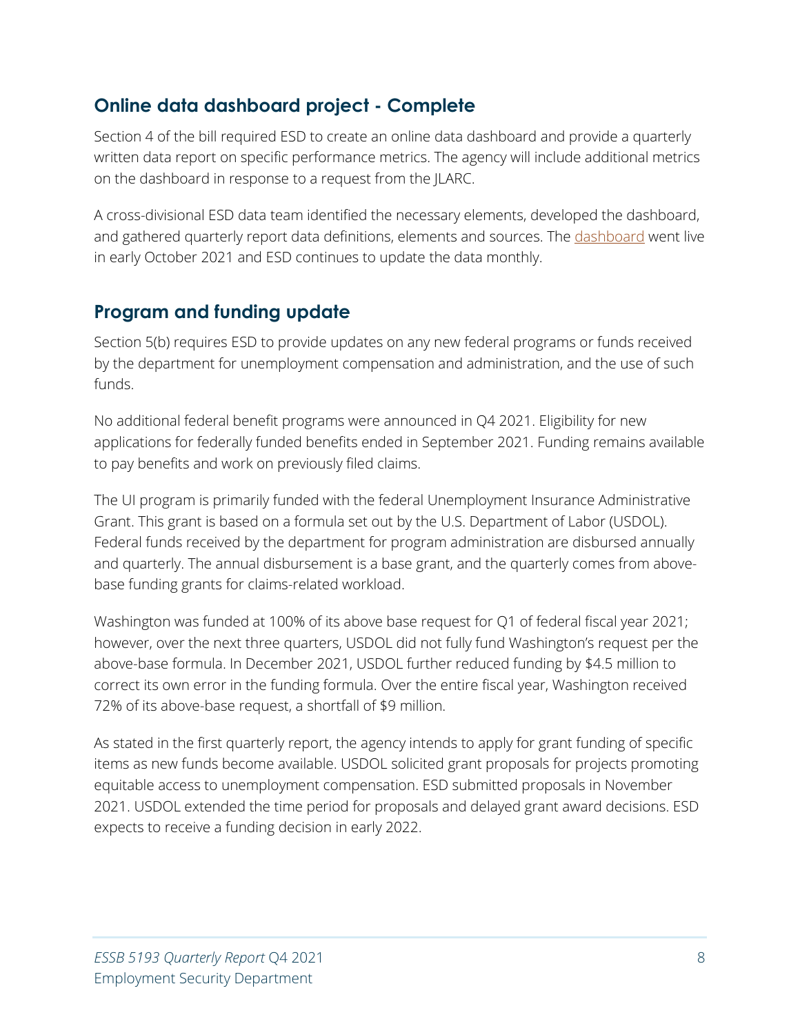## Online data dashboard project - Complete

Section 4 of the bill required ESD to create an online data dashboard and provide a quarterly written data report on specific performance metrics. The agency will include additional metrics on the dashboard in response to a request from the JLARC.

A cross-divisional ESD data team identified the necessary elements, developed the dashboard, and gathered quarterly report data definitions, elements and sources. The dashboard went live in early October 2021 and ESD continues to update the data monthly.

## Program and funding update

Section 5(b) requires ESD to provide updates on any new federal programs or funds received by the department for unemployment compensation and administration, and the use of such funds.

No additional federal benefit programs were announced in Q4 2021. Eligibility for new applications for federally funded benefits ended in September 2021. Funding remains available to pay benefits and work on previously filed claims.

The UI program is primarily funded with the federal Unemployment Insurance Administrative Grant. This grant is based on a formula set out by the U.S. Department of Labor (USDOL). Federal funds received by the department for program administration are disbursed annually and quarterly. The annual disbursement is a base grant, and the quarterly comes from above-base funding grants for claims-related workload.

Washington was funded at 100% of its above base request for Q1 of federal fiscal year 2021; however, over the next three quarters, USDOL did not fully fund Washington's request per the above-base formula. In December 2021, USDOL further reduced funding by $4.5 million to correct its own error in the funding formula. Over the entire fiscal year, Washington received 72% of its above-base request, a shortfall of $9 million.

As stated in the first quarterly report, the agency intends to apply for grant funding of specific items as new funds become available. USDOL solicited grant proposals for projects promoting equitable access to unemployment compensation. ESD submitted proposals in November 2021. USDOL extended the time period for proposals and delayed grant award decisions. ESD expects to receive a funding decision in early 2022.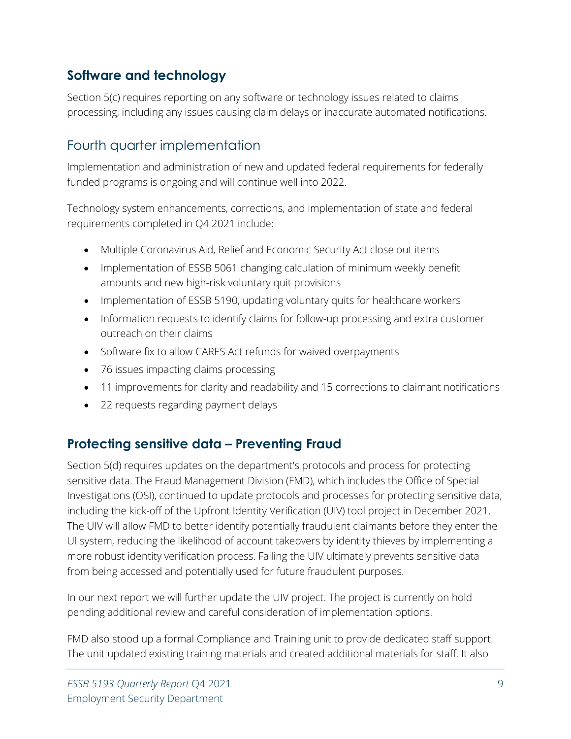## Software and technology

Section 5(c) requires reporting on any software or technology issues related to claims processing, including any issues causing claim delays or inaccurate automated notifications.

### Fourth quarter implementation

Implementation and administration of new and updated federal requirements for federally funded programs is ongoing and will continue well into 2022.

Technology system enhancements, corrections, and implementation of state and federal requirements completed in Q4 2021 include:

- Multiple Coronavirus Aid, Relief and Economic Security Act close out items
- Implementation of ESSB 5061 changing calculation of minimum weekly benefit amounts and new high-risk voluntary quit provisions
- Implementation of ESSB 5190, updating voluntary quits for healthcare workers
- Information requests to identify claims for follow-up processing and extra customer outreach on their claims
- Software fix to allow CARES Act refunds for waived overpayments
- 76 issues impacting claims processing
- 11 improvements for clarity and readability and 15 corrections to claimant notifications
- 22 requests regarding payment delays

## Protecting sensitive data – Preventing Fraud

Section 5(d) requires updates on the department's protocols and process for protecting sensitive data. The Fraud Management Division (FMD), which includes the Office of Special Investigations (OSI), continued to update protocols and processes for protecting sensitive data, including the kick-off of the Upfront Identity Verification (UIV) tool project in December 2021. The UIV will allow FMD to better identify potentially fraudulent claimants before they enter the UI system, reducing the likelihood of account takeovers by identity thieves by implementing a more robust identity verification process. Failing the UIV ultimately prevents sensitive data from being accessed and potentially used for future fraudulent purposes.

In our next report we will further update the UIV project. The project is currently on hold pending additional review and careful consideration of implementation options.

FMD also stood up a formal Compliance and Training unit to provide dedicated staff support. The unit updated existing training materials and created additional materials for staff. It also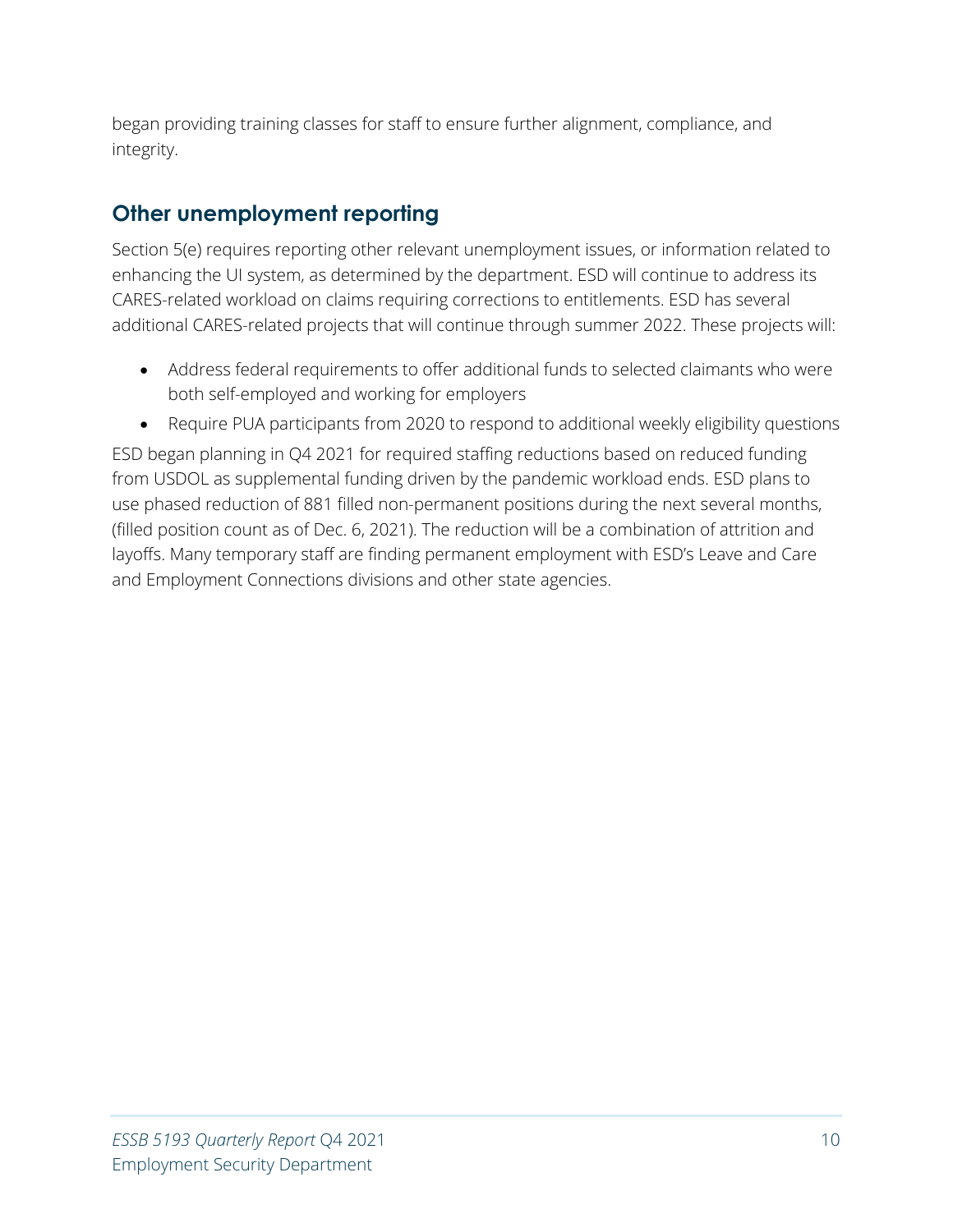began providing training classes for staff to ensure further alignment, compliance, and integrity.

## Other unemployment reporting

Section 5(e) requires reporting other relevant unemployment issues, or information related to enhancing the UI system, as determined by the department. ESD will continue to address its CARES-related workload on claims requiring corrections to entitlements. ESD has several additional CARES-related projects that will continue through summer 2022. These projects will:

- Address federal requirements to offer additional funds to selected claimants who were both self-employed and working for employers
- Require PUA participants from 2020 to respond to additional weekly eligibility questions

ESD began planning in Q4 2021 for required staffing reductions based on reduced funding from USDOL as supplemental funding driven by the pandemic workload ends. ESD plans to use phased reduction of 881 filled non-permanent positions during the next several months, (filled position count as of Dec. 6, 2021). The reduction will be a combination of attrition and layoffs. Many temporary staff are finding permanent employment with ESD's Leave and Care and Employment Connections divisions and other state agencies.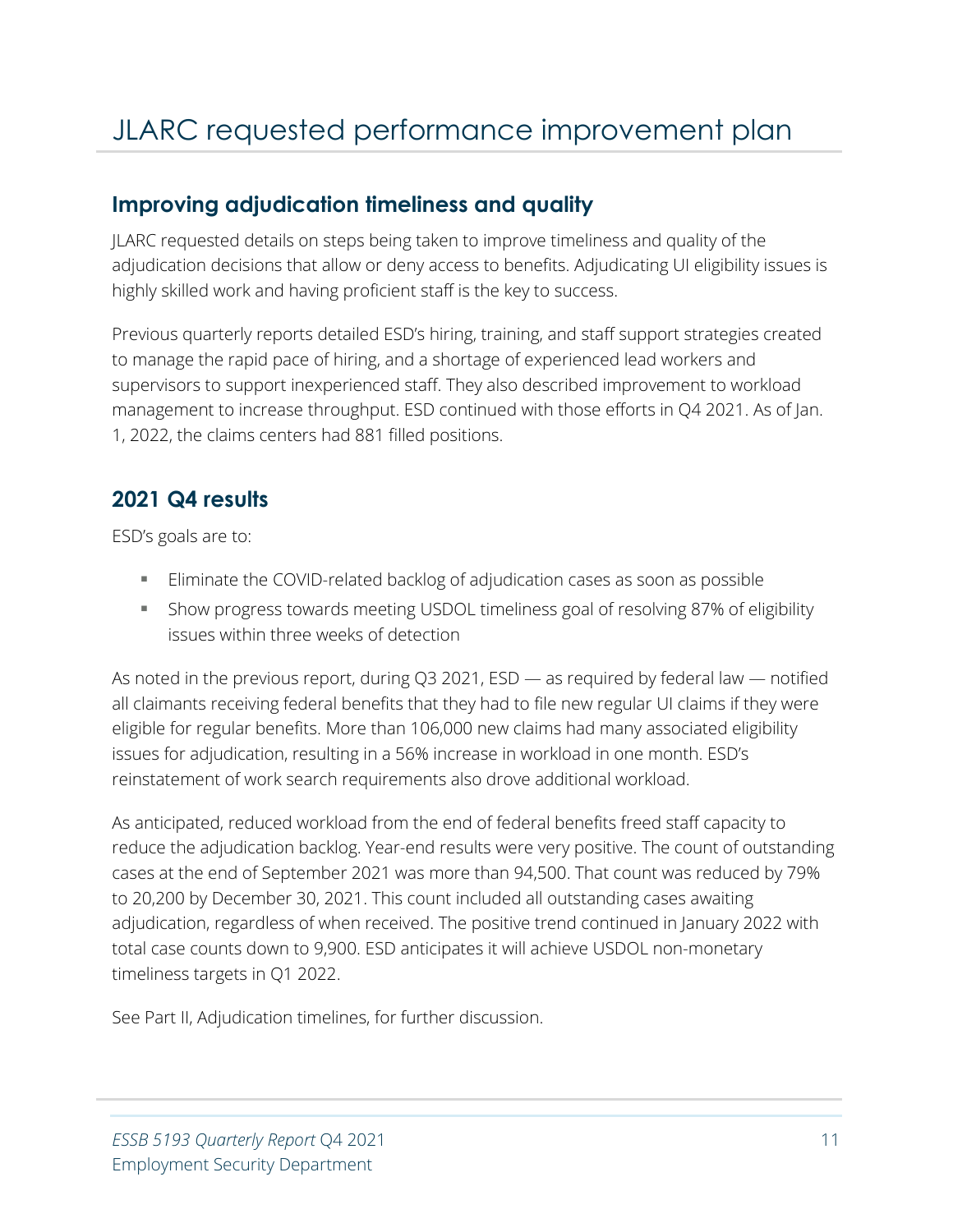# JLARC requested performance improvement plan

## Improving adjudication timeliness and quality

JLARC requested details on steps being taken to improve timeliness and quality of the adjudication decisions that allow or deny access to benefits. Adjudicating UI eligibility issues is highly skilled work and having proficient staff is the key to success.

Previous quarterly reports detailed ESD's hiring, training, and staff support strategies created to manage the rapid pace of hiring, and a shortage of experienced lead workers and supervisors to support inexperienced staff. They also described improvement to workload management to increase throughput. ESD continued with those efforts in Q4 2021. As of Jan. 1, 2022, the claims centers had 881 filled positions.

## 2021 Q4 results

ESD's goals are to:

- Eliminate the COVID-related backlog of adjudication cases as soon as possible
- Show progress towards meeting USDOL timeliness goal of resolving 87% of eligibility issues within three weeks of detection

As noted in the previous report, during Q3 2021, ESD — as required by federal law — notified all claimants receiving federal benefits that they had to file new regular UI claims if they were eligible for regular benefits. More than 106,000 new claims had many associated eligibility issues for adjudication, resulting in a 56% increase in workload in one month. ESD's reinstatement of work search requirements also drove additional workload.

As anticipated, reduced workload from the end of federal benefits freed staff capacity to reduce the adjudication backlog. Year-end results were very positive. The count of outstanding cases at the end of September 2021 was more than 94,500. That count was reduced by 79% to 20,200 by December 30, 2021. This count included all outstanding cases awaiting adjudication, regardless of when received. The positive trend continued in January 2022 with total case counts down to 9,900. ESD anticipates it will achieve USDOL non-monetary timeliness targets in Q1 2022.

See Part II, Adjudication timelines, for further discussion.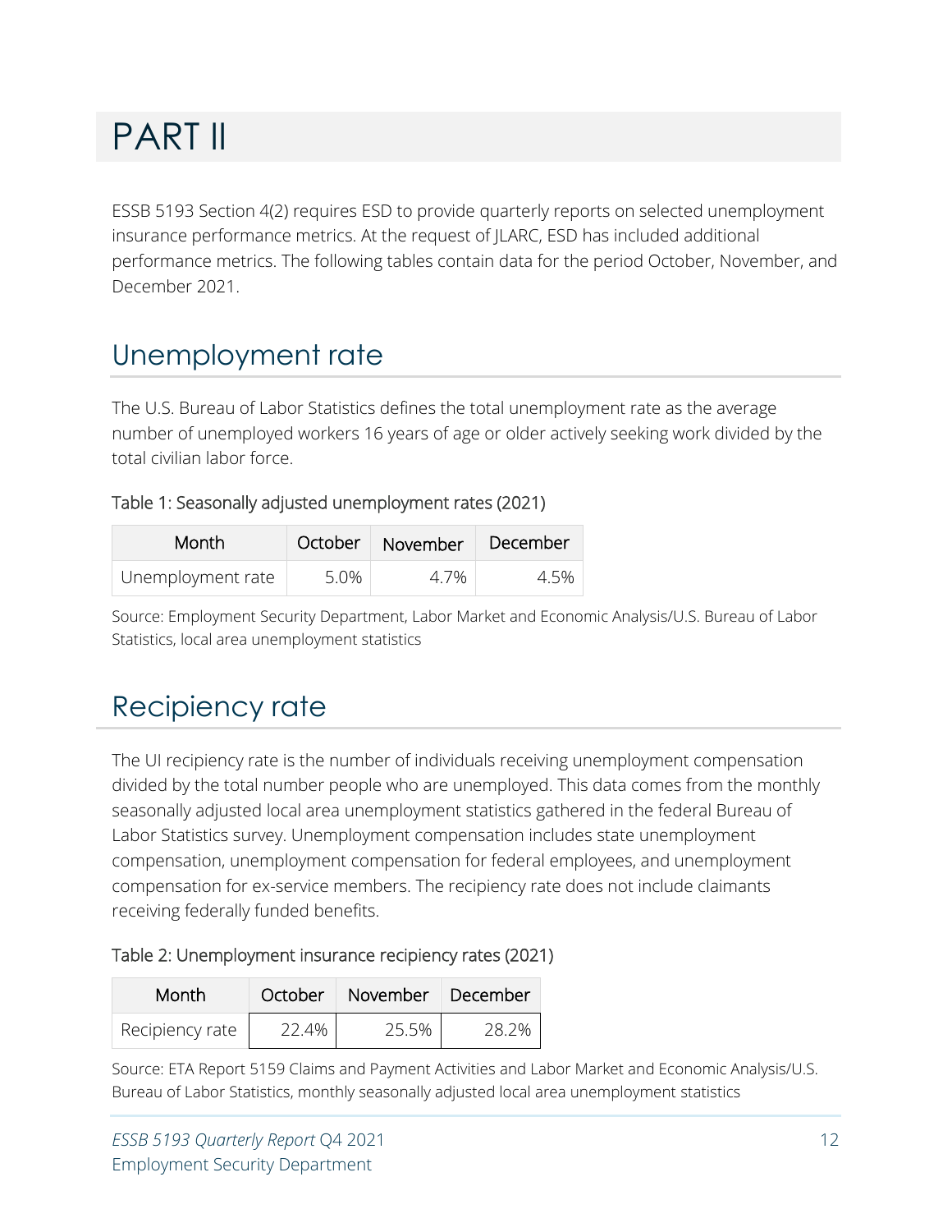# PART II

ESSB 5193 Section 4(2) requires ESD to provide quarterly reports on selected unemployment insurance performance metrics. At the request of JLARC, ESD has included additional performance metrics. The following tables contain data for the period October, November, and December 2021.

## Unemployment rate

The U.S. Bureau of Labor Statistics defines the total unemployment rate as the average number of unemployed workers 16 years of age or older actively seeking work divided by the total civilian labor force.

Table 1: Seasonally adjusted unemployment rates (2021)

| Month | October | November | December |
|---|---|---|---|
| Unemployment rate | 5.0% | 4.7% | 4.5% |

Source: Employment Security Department, Labor Market and Economic Analysis/U.S. Bureau of Labor Statistics, local area unemployment statistics

## Recipiency rate

The UI recipiency rate is the number of individuals receiving unemployment compensation divided by the total number people who are unemployed. This data comes from the monthly seasonally adjusted local area unemployment statistics gathered in the federal Bureau of Labor Statistics survey. Unemployment compensation includes state unemployment compensation, unemployment compensation for federal employees, and unemployment compensation for ex-service members. The recipiency rate does not include claimants receiving federally funded benefits.

Table 2: Unemployment insurance recipiency rates (2021)

| Month | October | November | December |
|---|---|---|---|
| Recipiency rate | 22.4% | 25.5% | 28.2% |

Source: ETA Report 5159 Claims and Payment Activities and Labor Market and Economic Analysis/U.S. Bureau of Labor Statistics, monthly seasonally adjusted local area unemployment statistics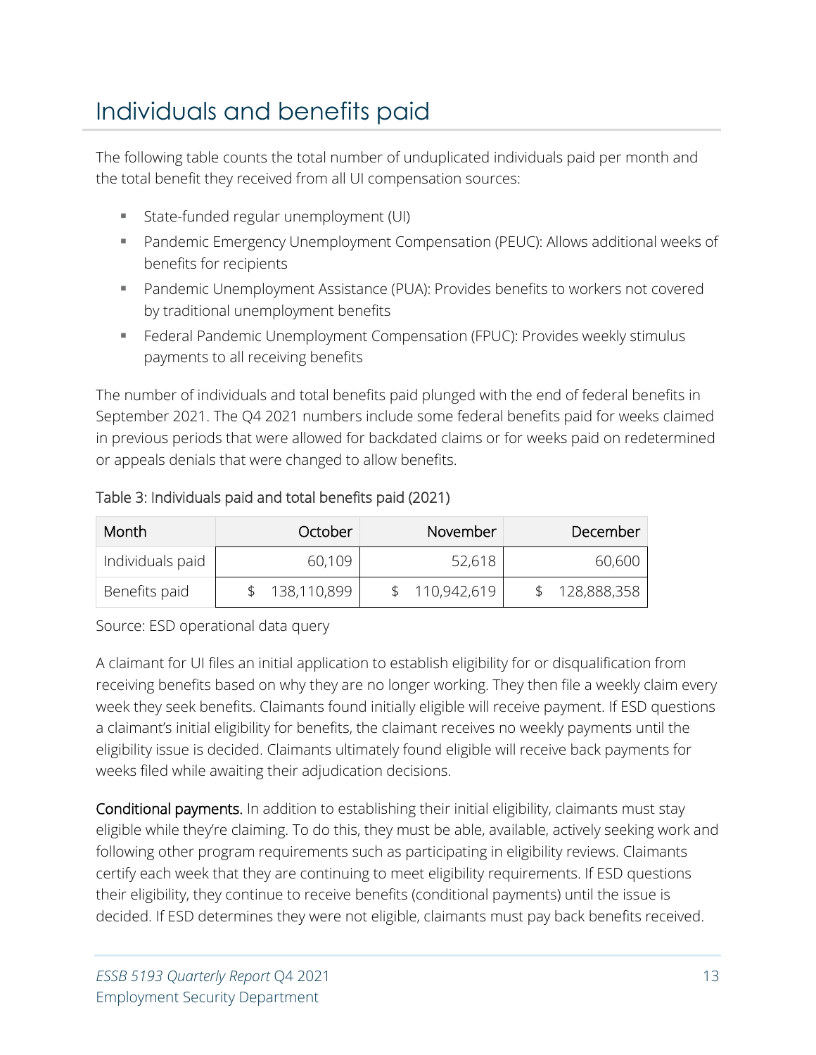# Individuals and benefits paid

The following table counts the total number of unduplicated individuals paid per month and the total benefit they received from all UI compensation sources:

- State-funded regular unemployment (UI)
- Pandemic Emergency Unemployment Compensation (PEUC): Allows additional weeks of benefits for recipients
- Pandemic Unemployment Assistance (PUA): Provides benefits to workers not covered by traditional unemployment benefits
- Federal Pandemic Unemployment Compensation (FPUC): Provides weekly stimulus payments to all receiving benefits

The number of individuals and total benefits paid plunged with the end of federal benefits in September 2021. The Q4 2021 numbers include some federal benefits paid for weeks claimed in previous periods that were allowed for backdated claims or for weeks paid on redetermined or appeals denials that were changed to allow benefits.

Table 3: Individuals paid and total benefits paid (2021)

| Month | October | November | December |
|---|---:|---:|---:|
| Individuals paid | 60,109 | 52,618 | 60,600 |
| Benefits paid | $ 138,110,899 | $ 110,942,619 | $ 128,888,358 |

Source: ESD operational data query

A claimant for UI files an initial application to establish eligibility for or disqualification from receiving benefits based on why they are no longer working. They then file a weekly claim every week they seek benefits. Claimants found initially eligible will receive payment. If ESD questions a claimant's initial eligibility for benefits, the claimant receives no weekly payments until the eligibility issue is decided. Claimants ultimately found eligible will receive back payments for weeks filed while awaiting their adjudication decisions.

**Conditional payments.** In addition to establishing their initial eligibility, claimants must stay eligible while they're claiming. To do this, they must be able, available, actively seeking work and following other program requirements such as participating in eligibility reviews. Claimants certify each week that they are continuing to meet eligibility requirements. If ESD questions their eligibility, they continue to receive benefits (conditional payments) until the issue is decided. If ESD determines they were not eligible, claimants must pay back benefits received.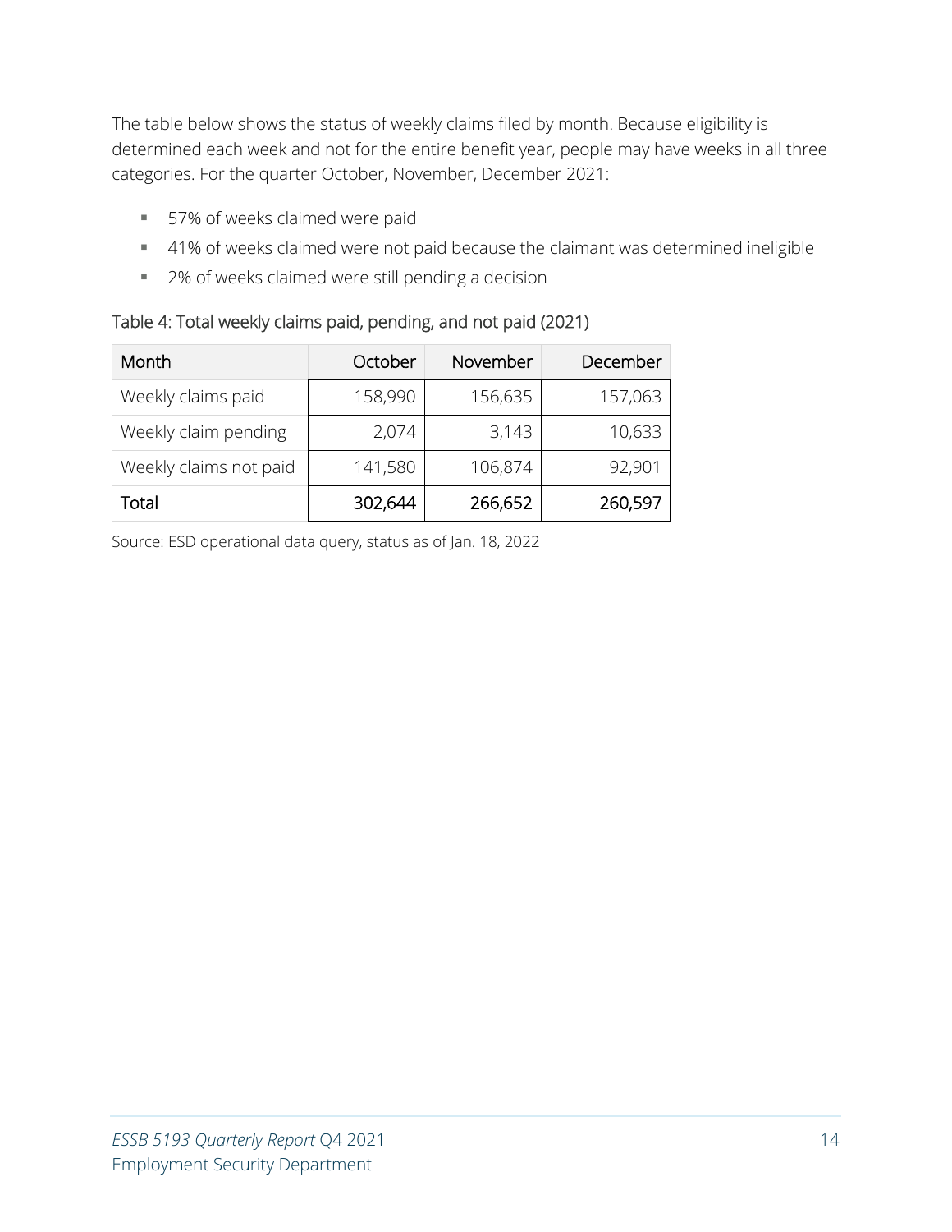The table below shows the status of weekly claims filed by month. Because eligibility is determined each week and not for the entire benefit year, people may have weeks in all three categories. For the quarter October, November, December 2021:

- 57% of weeks claimed were paid
- 41% of weeks claimed were not paid because the claimant was determined ineligible
- 2% of weeks claimed were still pending a decision

Table 4: Total weekly claims paid, pending, and not paid (2021)

| Month | October | November | December |
|---|---|---|---|
| Weekly claims paid | 158,990 | 156,635 | 157,063 |
| Weekly claim pending | 2,074 | 3,143 | 10,633 |
| Weekly claims not paid | 141,580 | 106,874 | 92,901 |
| Total | 302,644 | 266,652 | 260,597 |

Source: ESD operational data query, status as of Jan. 18, 2022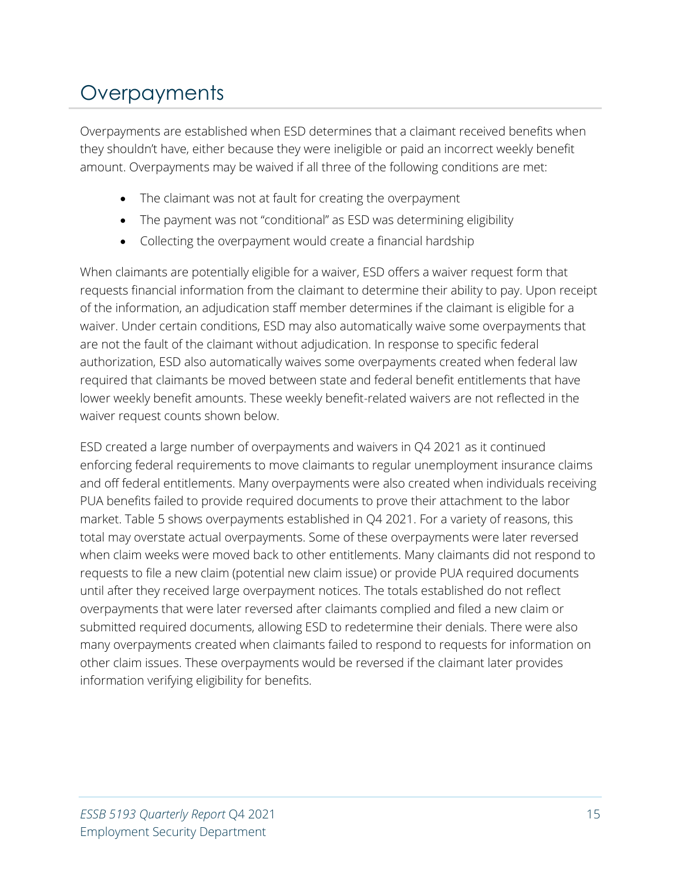# Overpayments

Overpayments are established when ESD determines that a claimant received benefits when they shouldn't have, either because they were ineligible or paid an incorrect weekly benefit amount. Overpayments may be waived if all three of the following conditions are met:

- The claimant was not at fault for creating the overpayment
- The payment was not "conditional" as ESD was determining eligibility
- Collecting the overpayment would create a financial hardship

When claimants are potentially eligible for a waiver, ESD offers a waiver request form that requests financial information from the claimant to determine their ability to pay. Upon receipt of the information, an adjudication staff member determines if the claimant is eligible for a waiver. Under certain conditions, ESD may also automatically waive some overpayments that are not the fault of the claimant without adjudication. In response to specific federal authorization, ESD also automatically waives some overpayments created when federal law required that claimants be moved between state and federal benefit entitlements that have lower weekly benefit amounts. These weekly benefit-related waivers are not reflected in the waiver request counts shown below.

ESD created a large number of overpayments and waivers in Q4 2021 as it continued enforcing federal requirements to move claimants to regular unemployment insurance claims and off federal entitlements. Many overpayments were also created when individuals receiving PUA benefits failed to provide required documents to prove their attachment to the labor market. Table 5 shows overpayments established in Q4 2021. For a variety of reasons, this total may overstate actual overpayments. Some of these overpayments were later reversed when claim weeks were moved back to other entitlements. Many claimants did not respond to requests to file a new claim (potential new claim issue) or provide PUA required documents until after they received large overpayment notices. The totals established do not reflect overpayments that were later reversed after claimants complied and filed a new claim or submitted required documents, allowing ESD to redetermine their denials. There were also many overpayments created when claimants failed to respond to requests for information on other claim issues. These overpayments would be reversed if the claimant later provides information verifying eligibility for benefits.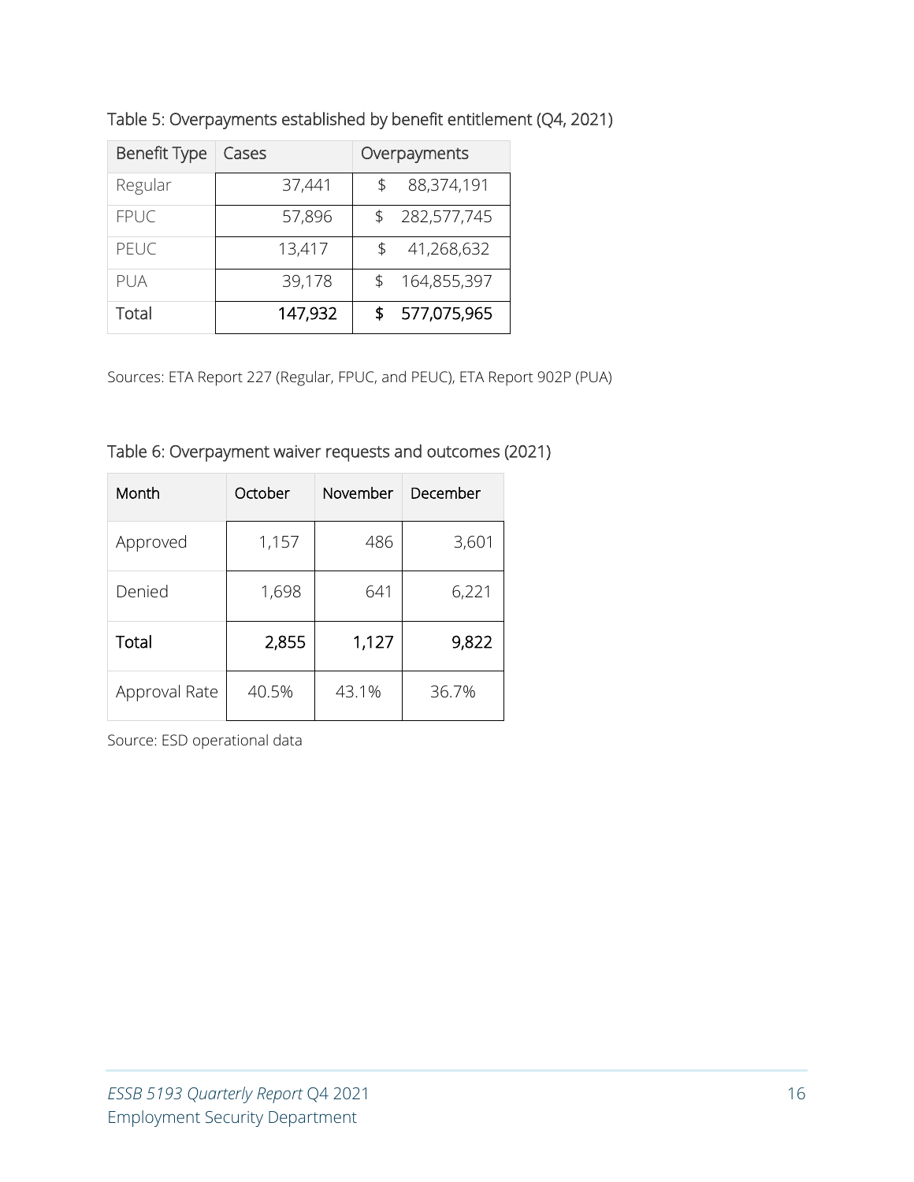Table 5: Overpayments established by benefit entitlement (Q4, 2021)

| Benefit Type | Cases | Overpayments |
|---|---|---|
| Regular | 37,441 | $ 88,374,191 |
| FPUC | 57,896 | $ 282,577,745 |
| PEUC | 13,417 | $ 41,268,632 |
| PUA | 39,178 | $ 164,855,397 |
| Total | **147,932** | **$ 577,075,965** |

Sources: ETA Report 227 (Regular, FPUC, and PEUC), ETA Report 902P (PUA)

Table 6: Overpayment waiver requests and outcomes (2021)

| Month | October | November | December |
|---|---|---|---|
| Approved | 1,157 | 486 | 3,601 |
| Denied | 1,698 | 641 | 6,221 |
| **Total** | **2,855** | **1,127** | **9,822** |
| Approval Rate | 40.5% | 43.1% | 36.7% |

Source: ESD operational data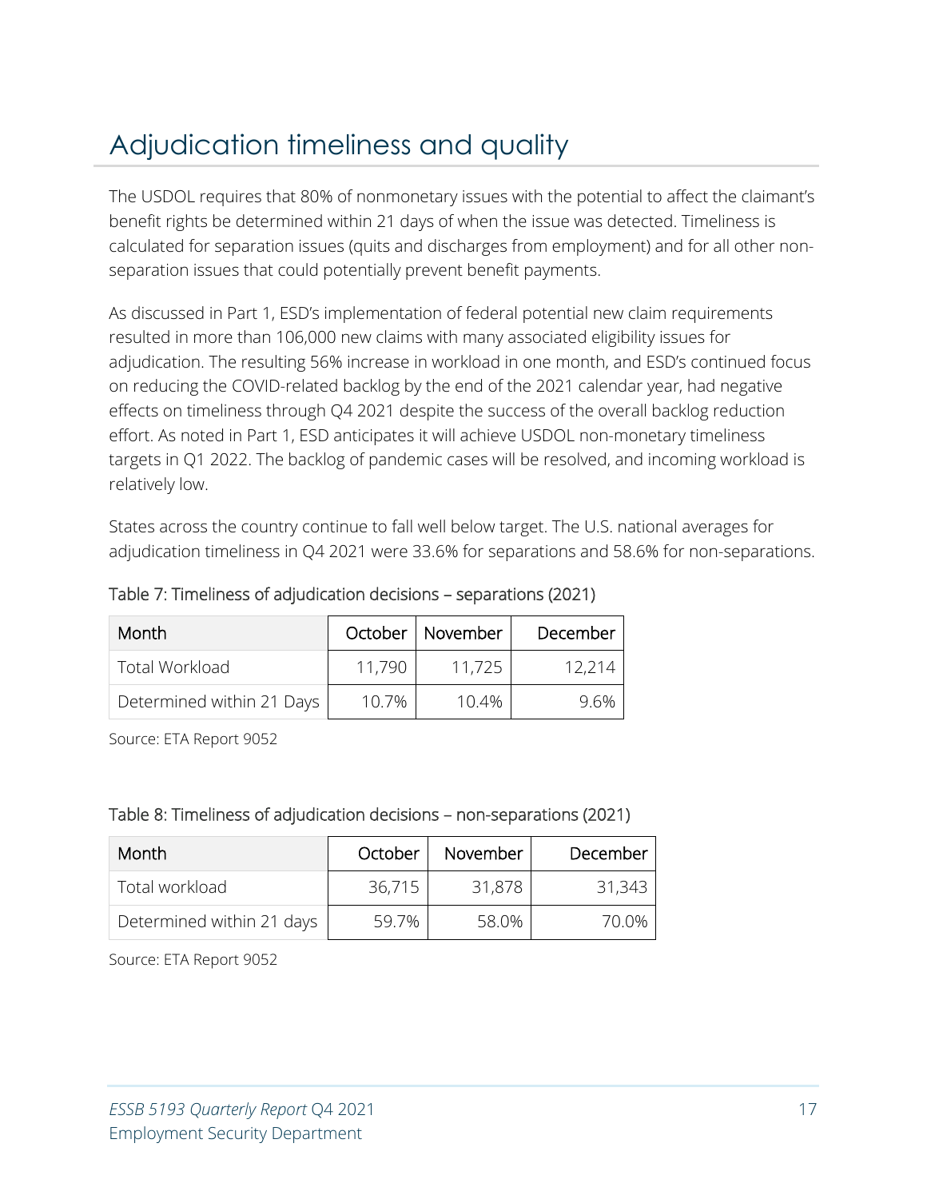# Adjudication timeliness and quality

The USDOL requires that 80% of nonmonetary issues with the potential to affect the claimant's benefit rights be determined within 21 days of when the issue was detected. Timeliness is calculated for separation issues (quits and discharges from employment) and for all other non-separation issues that could potentially prevent benefit payments.

As discussed in Part 1, ESD's implementation of federal potential new claim requirements resulted in more than 106,000 new claims with many associated eligibility issues for adjudication. The resulting 56% increase in workload in one month, and ESD's continued focus on reducing the COVID-related backlog by the end of the 2021 calendar year, had negative effects on timeliness through Q4 2021 despite the success of the overall backlog reduction effort. As noted in Part 1, ESD anticipates it will achieve USDOL non-monetary timeliness targets in Q1 2022. The backlog of pandemic cases will be resolved, and incoming workload is relatively low.

States across the country continue to fall well below target. The U.S. national averages for adjudication timeliness in Q4 2021 were 33.6% for separations and 58.6% for non-separations.

Table 7: Timeliness of adjudication decisions – separations (2021)

| Month | October | November | December |
|---|---|---|---|
| Total Workload | 11,790 | 11,725 | 12,214 |
| Determined within 21 Days | 10.7% | 10.4% | 9.6% |

Source: ETA Report 9052

Table 8: Timeliness of adjudication decisions – non-separations (2021)

| Month | October | November | December |
|---|---|---|---|
| Total workload | 36,715 | 31,878 | 31,343 |
| Determined within 21 days | 59.7% | 58.0% | 70.0% |

Source: ETA Report 9052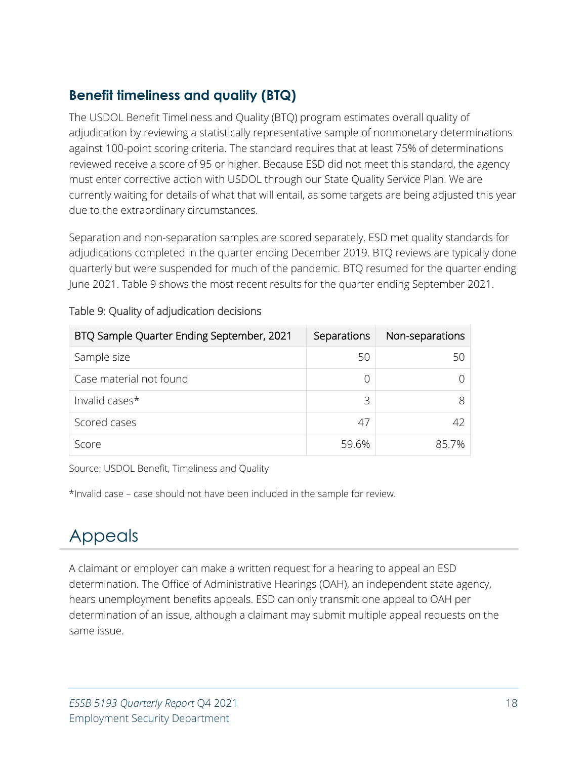## Benefit timeliness and quality (BTQ)

The USDOL Benefit Timeliness and Quality (BTQ) program estimates overall quality of adjudication by reviewing a statistically representative sample of nonmonetary determinations against 100-point scoring criteria. The standard requires that at least 75% of determinations reviewed receive a score of 95 or higher. Because ESD did not meet this standard, the agency must enter corrective action with USDOL through our State Quality Service Plan. We are currently waiting for details of what that will entail, as some targets are being adjusted this year due to the extraordinary circumstances.

Separation and non-separation samples are scored separately. ESD met quality standards for adjudications completed in the quarter ending December 2019. BTQ reviews are typically done quarterly but were suspended for much of the pandemic. BTQ resumed for the quarter ending June 2021. Table 9 shows the most recent results for the quarter ending September 2021.

Table 9: Quality of adjudication decisions

| BTQ Sample Quarter Ending September, 2021 | Separations | Non-separations |
|---|---|---|
| Sample size | 50 | 50 |
| Case material not found | 0 | 0 |
| Invalid cases* | 3 | 8 |
| Scored cases | 47 | 42 |
| Score | 59.6% | 85.7% |

Source: USDOL Benefit, Timeliness and Quality

*Invalid case – case should not have been included in the sample for review.

# Appeals

A claimant or employer can make a written request for a hearing to appeal an ESD determination. The Office of Administrative Hearings (OAH), an independent state agency, hears unemployment benefits appeals. ESD can only transmit one appeal to OAH per determination of an issue, although a claimant may submit multiple appeal requests on the same issue.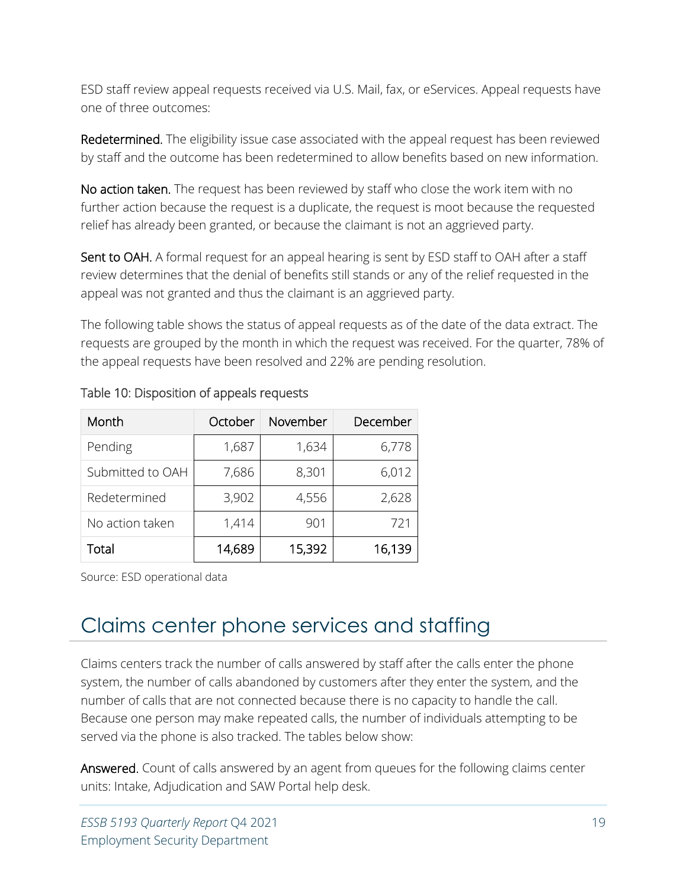ESD staff review appeal requests received via U.S. Mail, fax, or eServices. Appeal requests have one of three outcomes:

**Redetermined.** The eligibility issue case associated with the appeal request has been reviewed by staff and the outcome has been redetermined to allow benefits based on new information.

**No action taken.** The request has been reviewed by staff who close the work item with no further action because the request is a duplicate, the request is moot because the requested relief has already been granted, or because the claimant is not an aggrieved party.

**Sent to OAH.** A formal request for an appeal hearing is sent by ESD staff to OAH after a staff review determines that the denial of benefits still stands or any of the relief requested in the appeal was not granted and thus the claimant is an aggrieved party.

The following table shows the status of appeal requests as of the date of the data extract. The requests are grouped by the month in which the request was received. For the quarter, 78% of the appeal requests have been resolved and 22% are pending resolution.

Table 10: Disposition of appeals requests

| Month | October | November | December |
|---|---|---|---|
| Pending | 1,687 | 1,634 | 6,778 |
| Submitted to OAH | 7,686 | 8,301 | 6,012 |
| Redetermined | 3,902 | 4,556 | 2,628 |
| No action taken | 1,414 | 901 | 721 |
| **Total** | **14,689** | **15,392** | **16,139** |

Source: ESD operational data

# Claims center phone services and staffing

Claims centers track the number of calls answered by staff after the calls enter the phone system, the number of calls abandoned by customers after they enter the system, and the number of calls that are not connected because there is no capacity to handle the call. Because one person may make repeated calls, the number of individuals attempting to be served via the phone is also tracked. The tables below show:

**Answered.** Count of calls answered by an agent from queues for the following claims center units: Intake, Adjudication and SAW Portal help desk.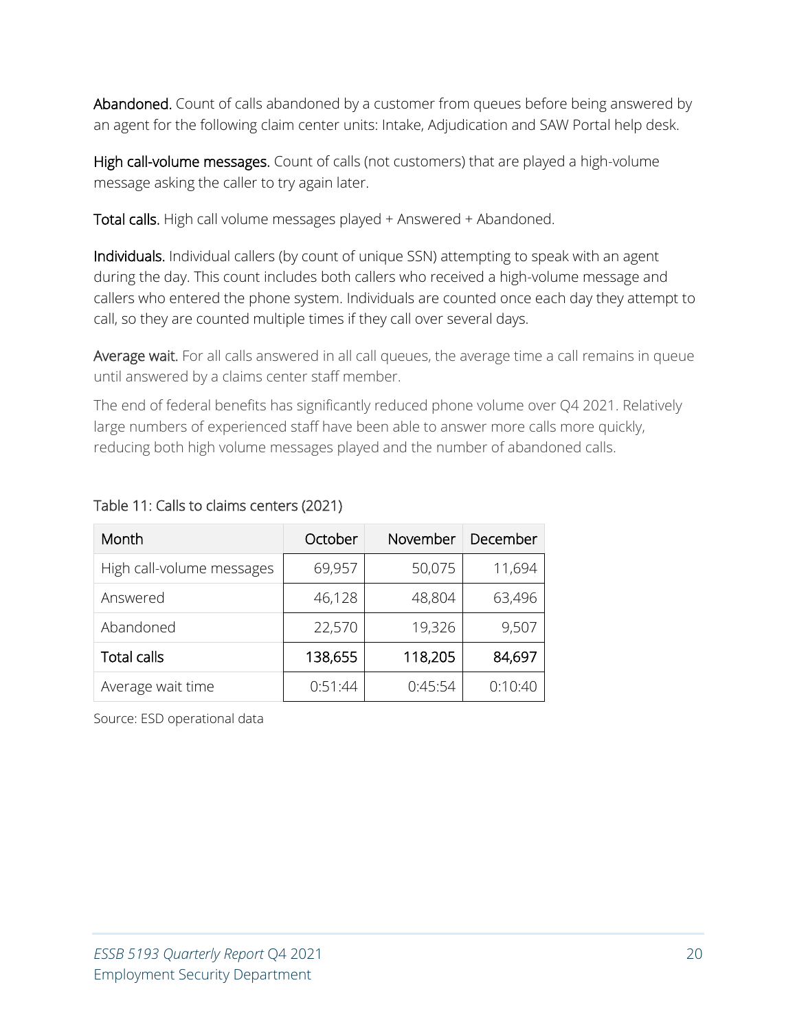**Abandoned.** Count of calls abandoned by a customer from queues before being answered by an agent for the following claim center units: Intake, Adjudication and SAW Portal help desk.

**High call-volume messages.** Count of calls (not customers) that are played a high-volume message asking the caller to try again later.

**Total calls.** High call volume messages played + Answered + Abandoned.

**Individuals.** Individual callers (by count of unique SSN) attempting to speak with an agent during the day. This count includes both callers who received a high-volume message and callers who entered the phone system. Individuals are counted once each day they attempt to call, so they are counted multiple times if they call over several days.

**Average wait.** For all calls answered in all call queues, the average time a call remains in queue until answered by a claims center staff member.

The end of federal benefits has significantly reduced phone volume over Q4 2021. Relatively large numbers of experienced staff have been able to answer more calls more quickly, reducing both high volume messages played and the number of abandoned calls.

Table 11: Calls to claims centers (2021)

| Month | October | November | December |
|---|---|---|---|
| High call-volume messages | 69,957 | 50,075 | 11,694 |
| Answered | 46,128 | 48,804 | 63,496 |
| Abandoned | 22,570 | 19,326 | 9,507 |
| **Total calls** | **138,655** | **118,205** | **84,697** |
| Average wait time | 0:51:44 | 0:45:54 | 0:10:40 |

Source: ESD operational data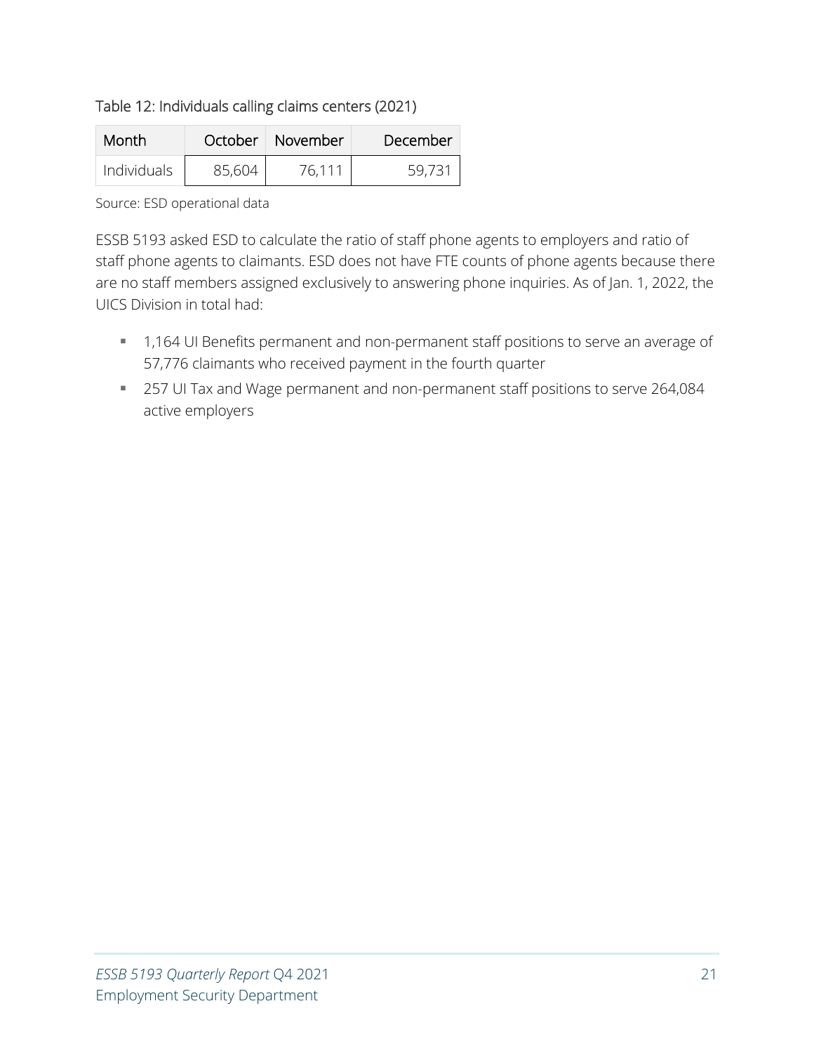Table 12: Individuals calling claims centers (2021)

| Month | October | November | December |
| --- | --- | --- | --- |
| Individuals | 85,604 | 76,111 | 59,731 |

Source: ESD operational data

ESSB 5193 asked ESD to calculate the ratio of staff phone agents to employers and ratio of staff phone agents to claimants. ESD does not have FTE counts of phone agents because there are no staff members assigned exclusively to answering phone inquiries. As of Jan. 1, 2022, the UICS Division in total had:

- 1,164 UI Benefits permanent and non-permanent staff positions to serve an average of 57,776 claimants who received payment in the fourth quarter
- 257 UI Tax and Wage permanent and non-permanent staff positions to serve 264,084 active employers